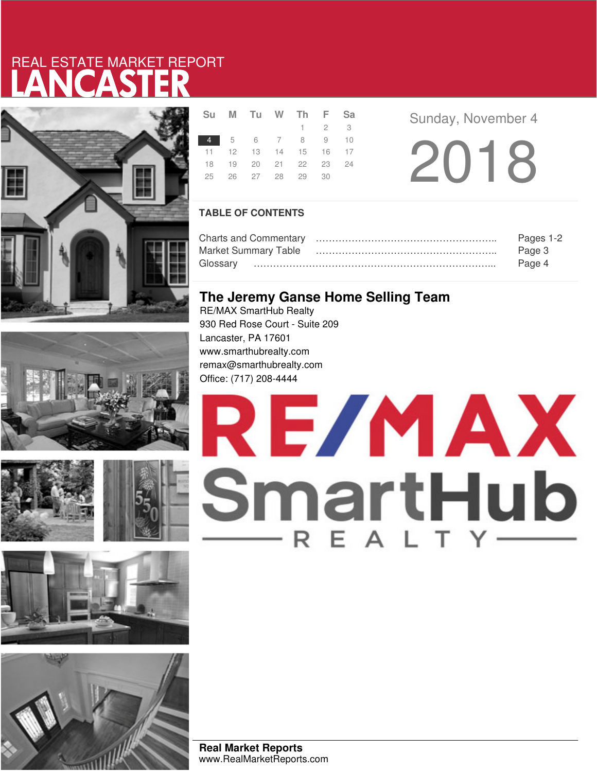REAL ESTATE MARKET REPORT

# LANCASTER

| Su | M | Tu | W | Th | F | Sa |
|---|---|---|---|---|---|---|
| | | | | 1 | 2 | 3 |
| 4 | 5 | 6 | 7 | 8 | 9 | 10 |
| 11 | 12 | 13 | 14 | 15 | 16 | 17 |
| 18 | 19 | 20 | 21 | 22 | 23 | 24 |
| 25 | 26 | 27 | 28 | 29 | 30 | |

Sunday, November 4

2018

## TABLE OF CONTENTS

Charts and Commentary ........................................................ Pages 1-2
Market Summary Table ........................................................ Page 3
Glossary ........................................................................... Page 4

## The Jeremy Ganse Home Selling Team

RE/MAX SmartHub Realty
930 Red Rose Court - Suite 209
Lancaster, PA 17601
www.smarthubrealty.com
remax@smarthubrealty.com
Office: (717) 208-4444

RE/MAX SmartHub REALTY

**Real Market Reports**
www.RealMarketReports.com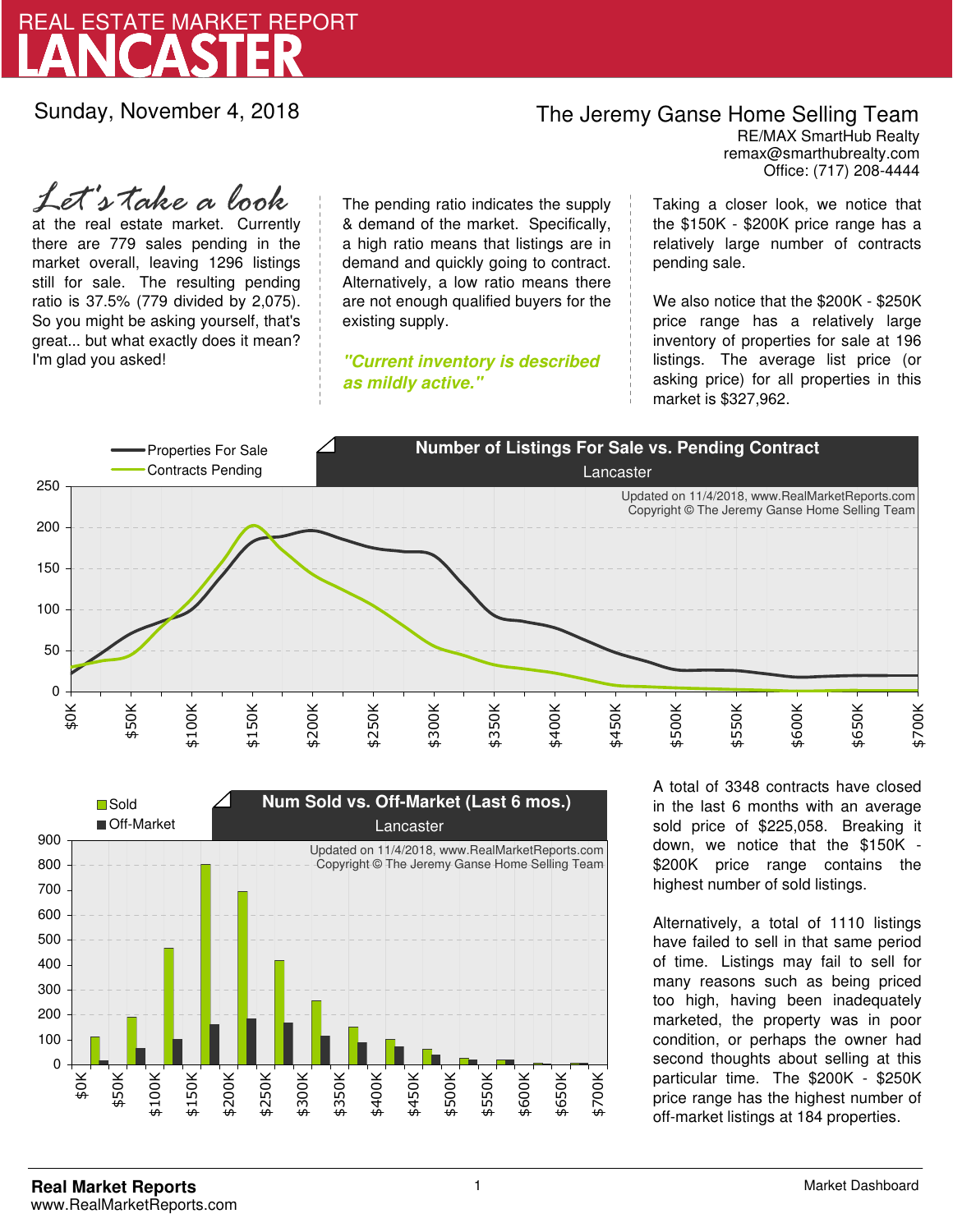# REAL ESTATE MARKET REPORT
# LANCASTER

Sunday, November 4, 2018

**The Jeremy Ganse Home Selling Team**
RE/MAX SmartHub Realty
remax@smarthubrealty.com
Office: (717) 208-4444

*Let's take a look* at the real estate market. Currently there are 779 sales pending in the market overall, leaving 1296 listings still for sale. The resulting pending ratio is 37.5% (779 divided by 2,075). So you might be asking yourself, that's great... but what exactly does it mean? I'm glad you asked!

The pending ratio indicates the supply & demand of the market. Specifically, a high ratio means that listings are in demand and quickly going to contract. Alternatively, a low ratio means there are not enough qualified buyers for the existing supply.

***"Current inventory is described as mildly active."***

Taking a closer look, we notice that the $150K - $200K price range has a relatively large number of contracts pending sale.

We also notice that the $200K - $250K price range has a relatively large inventory of properties for sale at 196 listings. The average list price (or asking price) for all properties in this market is $327,962.

**Number of Listings For Sale vs. Pending Contract**
Lancaster

Legend: Properties For Sale; Contracts Pending

Updated on 11/4/2018, www.RealMarketReports.com
Copyright © The Jeremy Ganse Home Selling Team

**Num Sold vs. Off-Market (Last 6 mos.)**
Lancaster

Legend: Sold; Off-Market

Updated on 11/4/2018, www.RealMarketReports.com
Copyright © The Jeremy Ganse Home Selling Team

A total of 3348 contracts have closed in the last 6 months with an average sold price of $225,058. Breaking it down, we notice that the $150K - $200K price range contains the highest number of sold listings.

Alternatively, a total of 1110 listings have failed to sell in that same period of time. Listings may fail to sell for many reasons such as being priced too high, having been inadequately marketed, the property was in poor condition, or perhaps the owner had second thoughts about selling at this particular time. The $200K - $250K price range has the highest number of off-market listings at 184 properties.

**Real Market Reports**
www.RealMarketReports.com

Market Dashboard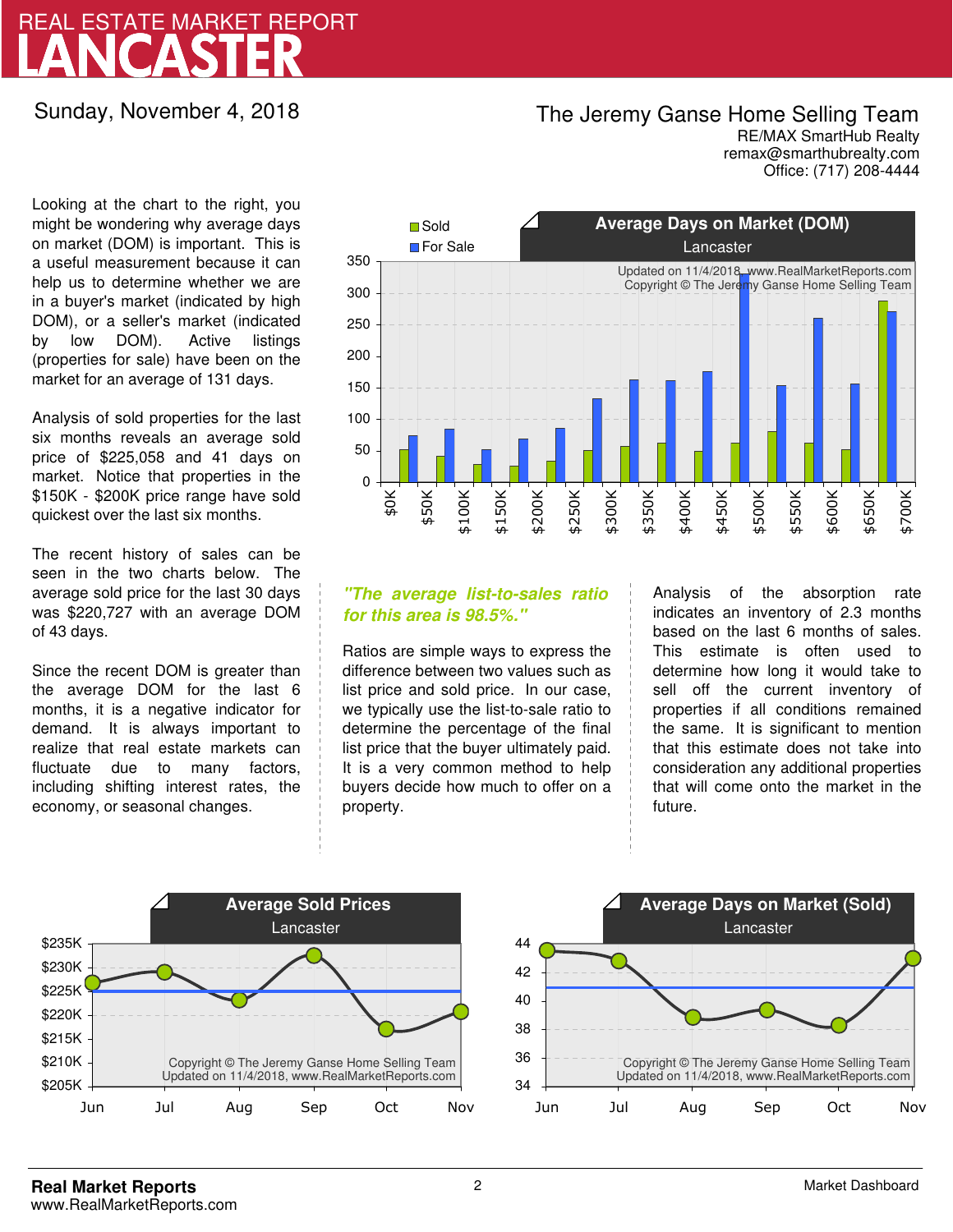# REAL ESTATE MARKET REPORT
# LANCASTER

Sunday, November 4, 2018

**The Jeremy Ganse Home Selling Team**
RE/MAX SmartHub Realty
remax@smarthubrealty.com
Office: (717) 208-4444

Looking at the chart to the right, you might be wondering why average days on market (DOM) is important. This is a useful measurement because it can help us to determine whether we are in a buyer's market (indicated by high DOM), or a seller's market (indicated by low DOM). Active listings (properties for sale) have been on the market for an average of 131 days.

Analysis of sold properties for the last six months reveals an average sold price of $225,058 and 41 days on market. Notice that properties in the $150K - $200K price range have sold quickest over the last six months.

The recent history of sales can be seen in the two charts below. The average sold price for the last 30 days was $220,727 with an average DOM of 43 days.

Since the recent DOM is greater than the average DOM for the last 6 months, it is a negative indicator for demand. It is always important to realize that real estate markets can fluctuate due to many factors, including shifting interest rates, the economy, or seasonal changes.

**Average Days on Market (DOM)** — Lancaster

Updated on 11/4/2018, www.RealMarketReports.com
Copyright © The Jeremy Ganse Home Selling Team

*"The average list-to-sales ratio for this area is 98.5%."*

Ratios are simple ways to express the difference between two values such as list price and sold price. In our case, we typically use the list-to-sale ratio to determine the percentage of the final list price that the buyer ultimately paid. It is a very common method to help buyers decide how much to offer on a property.

Analysis of the absorption rate indicates an inventory of 2.3 months based on the last 6 months of sales. This estimate is often used to determine how long it would take to sell off the current inventory of properties if all conditions remained the same. It is significant to mention that this estimate does not take into consideration any additional properties that will come onto the market in the future.

**Average Sold Prices** — Lancaster

Copyright © The Jeremy Ganse Home Selling Team
Updated on 11/4/2018, www.RealMarketReports.com

**Average Days on Market (Sold)** — Lancaster

Copyright © The Jeremy Ganse Home Selling Team
Updated on 11/4/2018, www.RealMarketReports.com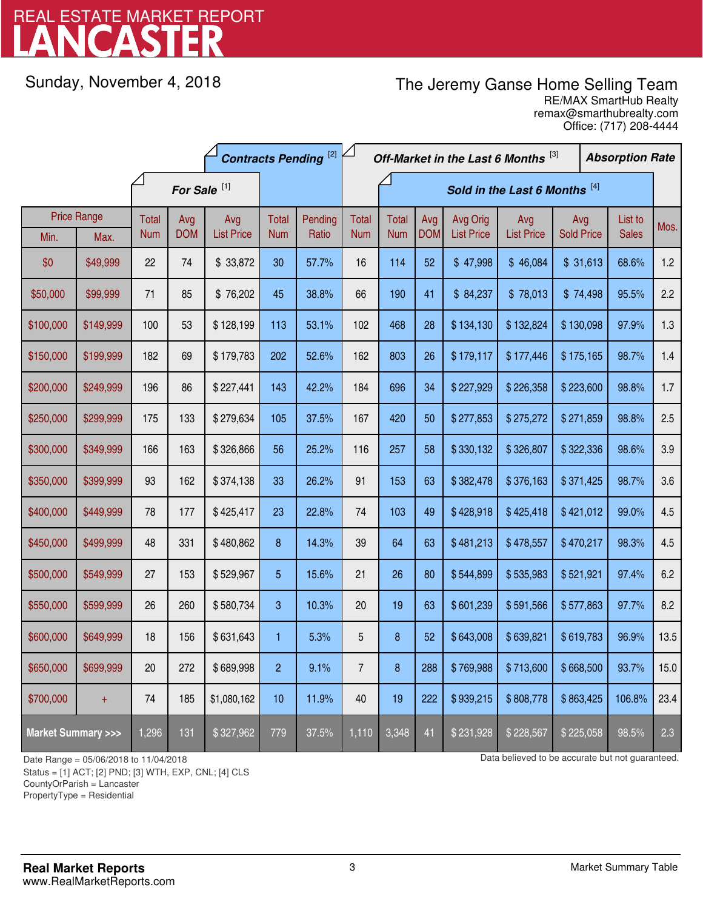# REAL ESTATE MARKET REPORT
# LANCASTER

Sunday, November 4, 2018

The Jeremy Ganse Home Selling Team
RE/MAX SmartHub Realty
remax@smarthubrealty.com
Office: (717) 208-4444

| Price Range | | For Sale [1] | | | Contracts Pending [2] | | Off-Market in the Last 6 Months [3] | Sold in the Last 6 Months [4] | | | | | | Absorption Rate |
|---|---|---|---|---|---|---|---|---|---|---|---|---|---|---|
| Min. | Max. | Total Num | Avg DOM | Avg List Price | Total Num | Pending Ratio | Total Num | Total Num | Avg DOM | Avg Orig List Price | Avg List Price | Avg Sold Price | List to Sales | Mos. |
| $0 | $49,999 | 22 | 74 | $ 33,872 | 30 | 57.7% | 16 | 114 | 52 | $ 47,998 | $ 46,084 | $ 31,613 | 68.6% | 1.2 |
| $50,000 | $99,999 | 71 | 85 | $ 76,202 | 45 | 38.8% | 66 | 190 | 41 | $ 84,237 | $ 78,013 | $ 74,498 | 95.5% | 2.2 |
| $100,000 | $149,999 | 100 | 53 | $ 128,199 | 113 | 53.1% | 102 | 468 | 28 | $ 134,130 | $ 132,824 | $ 130,098 | 97.9% | 1.3 |
| $150,000 | $199,999 | 182 | 69 | $ 179,783 | 202 | 52.6% | 162 | 803 | 26 | $ 179,117 | $ 177,446 | $ 175,165 | 98.7% | 1.4 |
| $200,000 | $249,999 | 196 | 86 | $ 227,441 | 143 | 42.2% | 184 | 696 | 34 | $ 227,929 | $ 226,358 | $ 223,600 | 98.8% | 1.7 |
| $250,000 | $299,999 | 175 | 133 | $ 279,634 | 105 | 37.5% | 167 | 420 | 50 | $ 277,853 | $ 275,272 | $ 271,859 | 98.8% | 2.5 |
| $300,000 | $349,999 | 166 | 163 | $ 326,866 | 56 | 25.2% | 116 | 257 | 58 | $ 330,132 | $ 326,807 | $ 322,336 | 98.6% | 3.9 |
| $350,000 | $399,999 | 93 | 162 | $ 374,138 | 33 | 26.2% | 91 | 153 | 63 | $ 382,478 | $ 376,163 | $ 371,425 | 98.7% | 3.6 |
| $400,000 | $449,999 | 78 | 177 | $ 425,417 | 23 | 22.8% | 74 | 103 | 49 | $ 428,918 | $ 425,418 | $ 421,012 | 99.0% | 4.5 |
| $450,000 | $499,999 | 48 | 331 | $ 480,862 | 8 | 14.3% | 39 | 64 | 63 | $ 481,213 | $ 478,557 | $ 470,217 | 98.3% | 4.5 |
| $500,000 | $549,999 | 27 | 153 | $ 529,967 | 5 | 15.6% | 21 | 26 | 80 | $ 544,899 | $ 535,983 | $ 521,921 | 97.4% | 6.2 |
| $550,000 | $599,999 | 26 | 260 | $ 580,734 | 3 | 10.3% | 20 | 19 | 63 | $ 601,239 | $ 591,566 | $ 577,863 | 97.7% | 8.2 |
| $600,000 | $649,999 | 18 | 156 | $ 631,643 | 1 | 5.3% | 5 | 8 | 52 | $ 643,008 | $ 639,821 | $ 619,783 | 96.9% | 13.5 |
| $650,000 | $699,999 | 20 | 272 | $ 689,998 | 2 | 9.1% | 7 | 8 | 288 | $ 769,988 | $ 713,600 | $ 668,500 | 93.7% | 15.0 |
| $700,000 | + | 74 | 185 | $1,080,162 | 10 | 11.9% | 40 | 19 | 222 | $ 939,215 | $ 808,778 | $ 863,425 | 106.8% | 23.4 |
| **Market Summary >>>** | | 1,296 | 131 | $ 327,962 | 779 | 37.5% | 1,110 | 3,348 | 41 | $ 231,928 | $ 228,567 | $ 225,058 | 98.5% | 2.3 |

Date Range = 05/06/2018 to 11/04/2018
Status = [1] ACT; [2] PND; [3] WTH, EXP, CNL; [4] CLS
CountyOrParish = Lancaster
PropertyType = Residential

Data believed to be accurate but not guaranteed.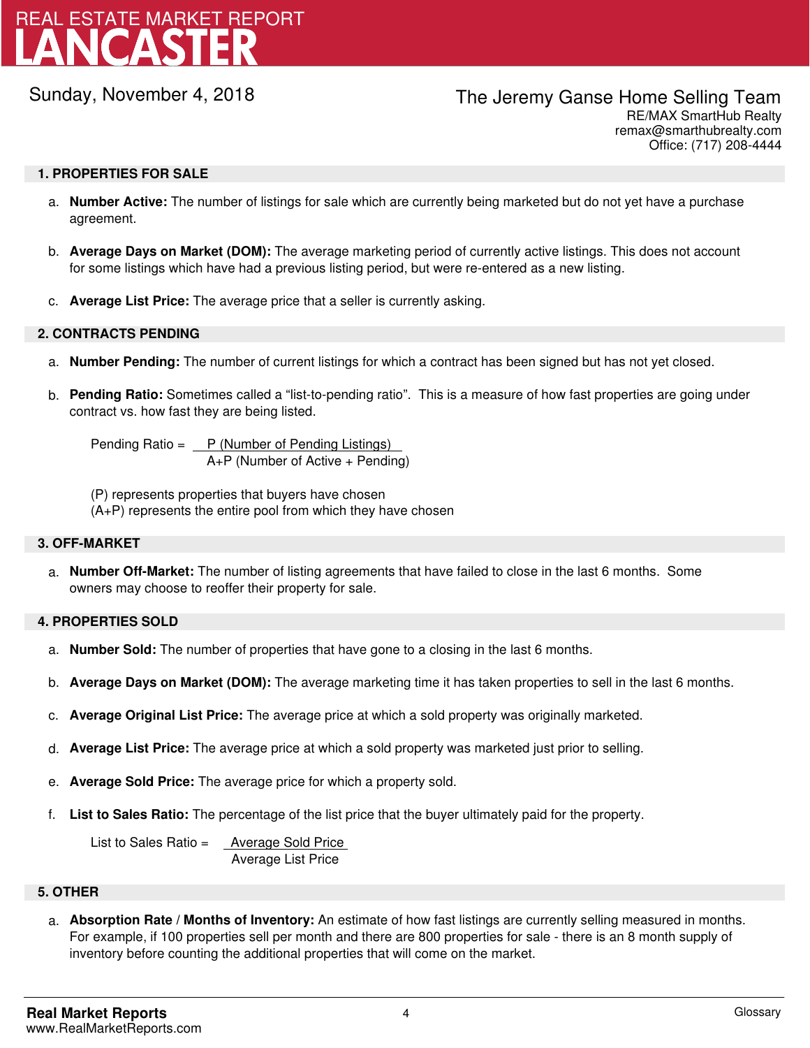Sunday, November 4, 2018

The Jeremy Ganse Home Selling Team
RE/MAX SmartHub Realty
remax@smarthubrealty.com
Office: (717) 208-4444

## 1. PROPERTIES FOR SALE

a. **Number Active:** The number of listings for sale which are currently being marketed but do not yet have a purchase agreement.

b. **Average Days on Market (DOM):** The average marketing period of currently active listings. This does not account for some listings which have had a previous listing period, but were re-entered as a new listing.

c. **Average List Price:** The average price that a seller is currently asking.

## 2. CONTRACTS PENDING

a. **Number Pending:** The number of current listings for which a contract has been signed but has not yet closed.

b. **Pending Ratio:** Sometimes called a "list-to-pending ratio". This is a measure of how fast properties are going under contract vs. how fast they are being listed.

$$\text{Pending Ratio} = \frac{\text{P (Number of Pending Listings)}}{\text{A+P (Number of Active + Pending)}}$$

(P) represents properties that buyers have chosen
(A+P) represents the entire pool from which they have chosen

## 3. OFF-MARKET

a. **Number Off-Market:** The number of listing agreements that have failed to close in the last 6 months. Some owners may choose to reoffer their property for sale.

## 4. PROPERTIES SOLD

a. **Number Sold:** The number of properties that have gone to a closing in the last 6 months.

b. **Average Days on Market (DOM):** The average marketing time it has taken properties to sell in the last 6 months.

c. **Average Original List Price:** The average price at which a sold property was originally marketed.

d. **Average List Price:** The average price at which a sold property was marketed just prior to selling.

e. **Average Sold Price:** The average price for which a property sold.

f. **List to Sales Ratio:** The percentage of the list price that the buyer ultimately paid for the property.

$$\text{List to Sales Ratio} = \frac{\text{Average Sold Price}}{\text{Average List Price}}$$

## 5. OTHER

a. **Absorption Rate / Months of Inventory:** An estimate of how fast listings are currently selling measured in months. For example, if 100 properties sell per month and there are 800 properties for sale - there is an 8 month supply of inventory before counting the additional properties that will come on the market.